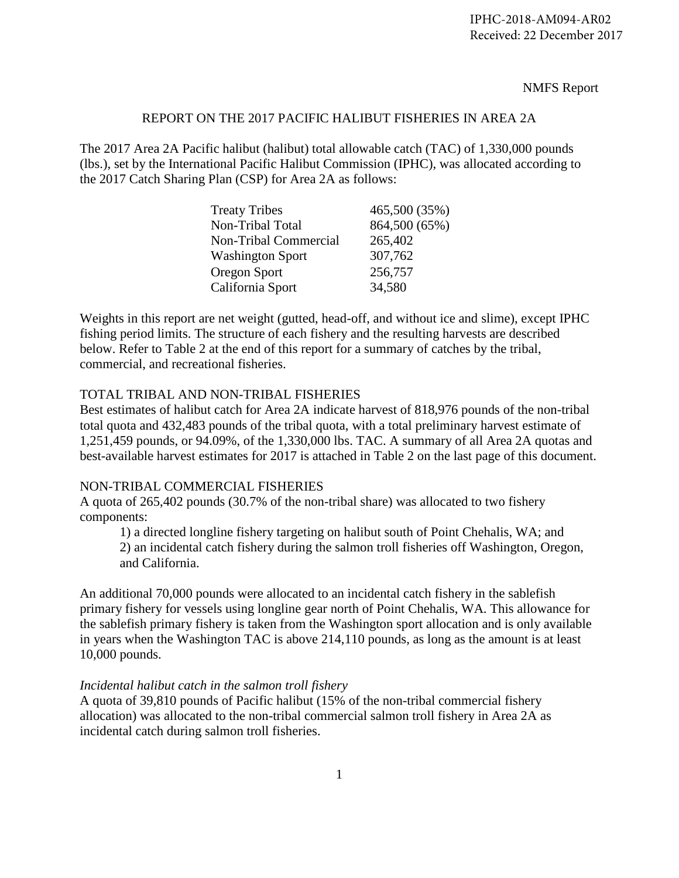IPHC-2018-AM094-AR02
Received: 22 December 2017

NMFS Report

# REPORT ON THE 2017 PACIFIC HALIBUT FISHERIES IN AREA 2A

The 2017 Area 2A Pacific halibut (halibut) total allowable catch (TAC) of 1,330,000 pounds (lbs.), set by the International Pacific Halibut Commission (IPHC), was allocated according to the 2017 Catch Sharing Plan (CSP) for Area 2A as follows:

| | |
|---|---|
| Treaty Tribes | 465,500 (35%) |
| Non-Tribal Total | 864,500 (65%) |
| Non-Tribal Commercial | 265,402 |
| Washington Sport | 307,762 |
| Oregon Sport | 256,757 |
| California Sport | 34,580 |

Weights in this report are net weight (gutted, head-off, and without ice and slime), except IPHC fishing period limits. The structure of each fishery and the resulting harvests are described below. Refer to Table 2 at the end of this report for a summary of catches by the tribal, commercial, and recreational fisheries.

## TOTAL TRIBAL AND NON-TRIBAL FISHERIES

Best estimates of halibut catch for Area 2A indicate harvest of 818,976 pounds of the non-tribal total quota and 432,483 pounds of the tribal quota, with a total preliminary harvest estimate of 1,251,459 pounds, or 94.09%, of the 1,330,000 lbs. TAC. A summary of all Area 2A quotas and best-available harvest estimates for 2017 is attached in Table 2 on the last page of this document.

## NON-TRIBAL COMMERCIAL FISHERIES

A quota of 265,402 pounds (30.7% of the non-tribal share) was allocated to two fishery components:

1) a directed longline fishery targeting on halibut south of Point Chehalis, WA; and
2) an incidental catch fishery during the salmon troll fisheries off Washington, Oregon, and California.

An additional 70,000 pounds were allocated to an incidental catch fishery in the sablefish primary fishery for vessels using longline gear north of Point Chehalis, WA. This allowance for the sablefish primary fishery is taken from the Washington sport allocation and is only available in years when the Washington TAC is above 214,110 pounds, as long as the amount is at least 10,000 pounds.

### *Incidental halibut catch in the salmon troll fishery*

A quota of 39,810 pounds of Pacific halibut (15% of the non-tribal commercial fishery allocation) was allocated to the non-tribal commercial salmon troll fishery in Area 2A as incidental catch during salmon troll fisheries.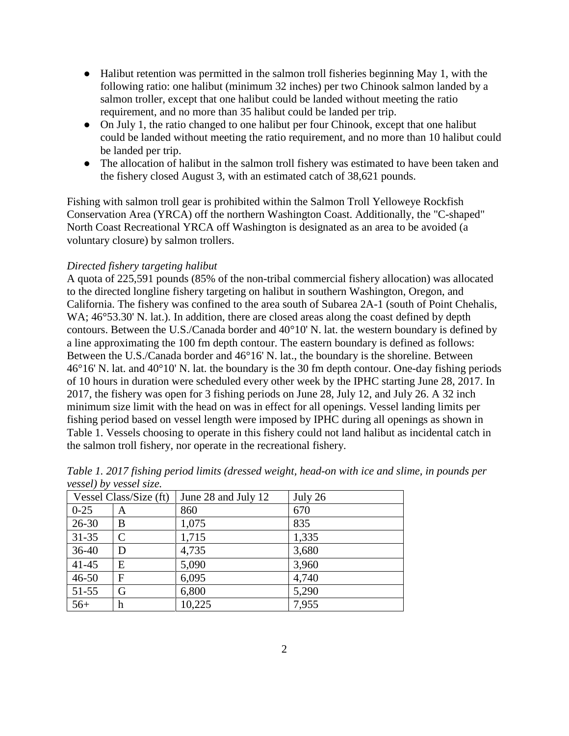- Halibut retention was permitted in the salmon troll fisheries beginning May 1, with the following ratio: one halibut (minimum 32 inches) per two Chinook salmon landed by a salmon troller, except that one halibut could be landed without meeting the ratio requirement, and no more than 35 halibut could be landed per trip.
- On July 1, the ratio changed to one halibut per four Chinook, except that one halibut could be landed without meeting the ratio requirement, and no more than 10 halibut could be landed per trip.
- The allocation of halibut in the salmon troll fishery was estimated to have been taken and the fishery closed August 3, with an estimated catch of 38,621 pounds.

Fishing with salmon troll gear is prohibited within the Salmon Troll Yelloweye Rockfish Conservation Area (YRCA) off the northern Washington Coast. Additionally, the "C-shaped" North Coast Recreational YRCA off Washington is designated as an area to be avoided (a voluntary closure) by salmon trollers.

*Directed fishery targeting halibut*

A quota of 225,591 pounds (85% of the non-tribal commercial fishery allocation) was allocated to the directed longline fishery targeting on halibut in southern Washington, Oregon, and California. The fishery was confined to the area south of Subarea 2A-1 (south of Point Chehalis, WA; 46°53.30' N. lat.). In addition, there are closed areas along the coast defined by depth contours. Between the U.S./Canada border and 40°10' N. lat. the western boundary is defined by a line approximating the 100 fm depth contour. The eastern boundary is defined as follows: Between the U.S./Canada border and 46°16' N. lat., the boundary is the shoreline. Between 46°16' N. lat. and 40°10' N. lat. the boundary is the 30 fm depth contour. One-day fishing periods of 10 hours in duration were scheduled every other week by the IPHC starting June 28, 2017. In 2017, the fishery was open for 3 fishing periods on June 28, July 12, and July 26. A 32 inch minimum size limit with the head on was in effect for all openings. Vessel landing limits per fishing period based on vessel length were imposed by IPHC during all openings as shown in Table 1. Vessels choosing to operate in this fishery could not land halibut as incidental catch in the salmon troll fishery, nor operate in the recreational fishery.

*Table 1. 2017 fishing period limits (dressed weight, head-on with ice and slime, in pounds per vessel) by vessel size.*

| Vessel Class/Size (ft) | | June 28 and July 12 | July 26 |
|---|---|---|---|
| 0-25 | A | 860 | 670 |
| 26-30 | B | 1,075 | 835 |
| 31-35 | C | 1,715 | 1,335 |
| 36-40 | D | 4,735 | 3,680 |
| 41-45 | E | 5,090 | 3,960 |
| 46-50 | F | 6,095 | 4,740 |
| 51-55 | G | 6,800 | 5,290 |
| 56+ | h | 10,225 | 7,955 |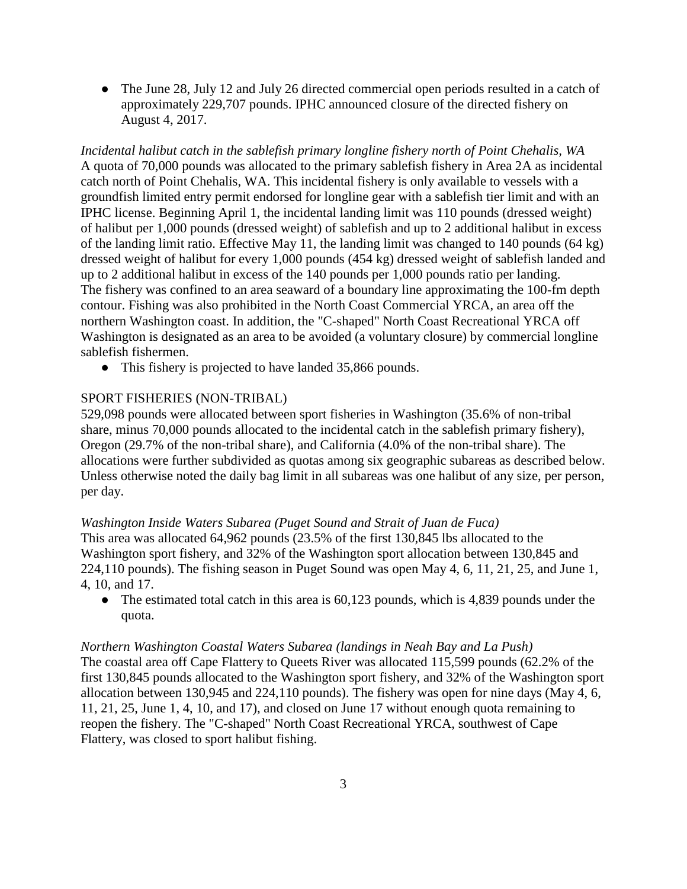- The June 28, July 12 and July 26 directed commercial open periods resulted in a catch of approximately 229,707 pounds. IPHC announced closure of the directed fishery on August 4, 2017.

*Incidental halibut catch in the sablefish primary longline fishery north of Point Chehalis, WA*

A quota of 70,000 pounds was allocated to the primary sablefish fishery in Area 2A as incidental catch north of Point Chehalis, WA. This incidental fishery is only available to vessels with a groundfish limited entry permit endorsed for longline gear with a sablefish tier limit and with an IPHC license. Beginning April 1, the incidental landing limit was 110 pounds (dressed weight) of halibut per 1,000 pounds (dressed weight) of sablefish and up to 2 additional halibut in excess of the landing limit ratio. Effective May 11, the landing limit was changed to 140 pounds (64 kg) dressed weight of halibut for every 1,000 pounds (454 kg) dressed weight of sablefish landed and up to 2 additional halibut in excess of the 140 pounds per 1,000 pounds ratio per landing. The fishery was confined to an area seaward of a boundary line approximating the 100-fm depth contour. Fishing was also prohibited in the North Coast Commercial YRCA, an area off the northern Washington coast. In addition, the "C-shaped" North Coast Recreational YRCA off Washington is designated as an area to be avoided (a voluntary closure) by commercial longline sablefish fishermen.

- This fishery is projected to have landed 35,866 pounds.

SPORT FISHERIES (NON-TRIBAL)

529,098 pounds were allocated between sport fisheries in Washington (35.6% of non-tribal share, minus 70,000 pounds allocated to the incidental catch in the sablefish primary fishery), Oregon (29.7% of the non-tribal share), and California (4.0% of the non-tribal share). The allocations were further subdivided as quotas among six geographic subareas as described below. Unless otherwise noted the daily bag limit in all subareas was one halibut of any size, per person, per day.

*Washington Inside Waters Subarea (Puget Sound and Strait of Juan de Fuca)*

This area was allocated 64,962 pounds (23.5% of the first 130,845 lbs allocated to the Washington sport fishery, and 32% of the Washington sport allocation between 130,845 and 224,110 pounds). The fishing season in Puget Sound was open May 4, 6, 11, 21, 25, and June 1, 4, 10, and 17.

- The estimated total catch in this area is 60,123 pounds, which is 4,839 pounds under the quota.

*Northern Washington Coastal Waters Subarea (landings in Neah Bay and La Push)*

The coastal area off Cape Flattery to Queets River was allocated 115,599 pounds (62.2% of the first 130,845 pounds allocated to the Washington sport fishery, and 32% of the Washington sport allocation between 130,945 and 224,110 pounds). The fishery was open for nine days (May 4, 6, 11, 21, 25, June 1, 4, 10, and 17), and closed on June 17 without enough quota remaining to reopen the fishery. The "C-shaped" North Coast Recreational YRCA, southwest of Cape Flattery, was closed to sport halibut fishing.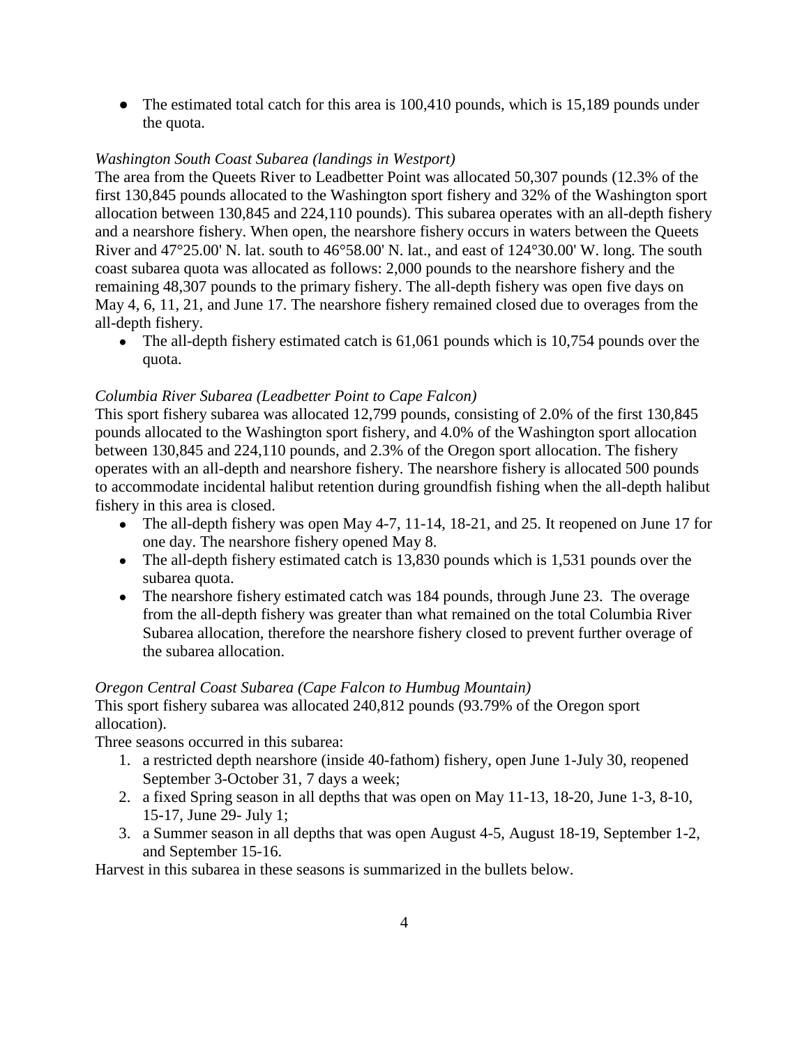- The estimated total catch for this area is 100,410 pounds, which is 15,189 pounds under the quota.

*Washington South Coast Subarea (landings in Westport)*

The area from the Queets River to Leadbetter Point was allocated 50,307 pounds (12.3% of the first 130,845 pounds allocated to the Washington sport fishery and 32% of the Washington sport allocation between 130,845 and 224,110 pounds). This subarea operates with an all-depth fishery and a nearshore fishery. When open, the nearshore fishery occurs in waters between the Queets River and 47°25.00' N. lat. south to 46°58.00' N. lat., and east of 124°30.00' W. long. The south coast subarea quota was allocated as follows: 2,000 pounds to the nearshore fishery and the remaining 48,307 pounds to the primary fishery. The all-depth fishery was open five days on May 4, 6, 11, 21, and June 17. The nearshore fishery remained closed due to overages from the all-depth fishery.

- The all-depth fishery estimated catch is 61,061 pounds which is 10,754 pounds over the quota.

*Columbia River Subarea (Leadbetter Point to Cape Falcon)*

This sport fishery subarea was allocated 12,799 pounds, consisting of 2.0% of the first 130,845 pounds allocated to the Washington sport fishery, and 4.0% of the Washington sport allocation between 130,845 and 224,110 pounds, and 2.3% of the Oregon sport allocation. The fishery operates with an all-depth and nearshore fishery. The nearshore fishery is allocated 500 pounds to accommodate incidental halibut retention during groundfish fishing when the all-depth halibut fishery in this area is closed.

- The all-depth fishery was open May 4-7, 11-14, 18-21, and 25. It reopened on June 17 for one day. The nearshore fishery opened May 8.
- The all-depth fishery estimated catch is 13,830 pounds which is 1,531 pounds over the subarea quota.
- The nearshore fishery estimated catch was 184 pounds, through June 23. The overage from the all-depth fishery was greater than what remained on the total Columbia River Subarea allocation, therefore the nearshore fishery closed to prevent further overage of the subarea allocation.

*Oregon Central Coast Subarea (Cape Falcon to Humbug Mountain)*

This sport fishery subarea was allocated 240,812 pounds (93.79% of the Oregon sport allocation).

Three seasons occurred in this subarea:

1. a restricted depth nearshore (inside 40-fathom) fishery, open June 1-July 30, reopened September 3-October 31, 7 days a week;
2. a fixed Spring season in all depths that was open on May 11-13, 18-20, June 1-3, 8-10, 15-17, June 29- July 1;
3. a Summer season in all depths that was open August 4-5, August 18-19, September 1-2, and September 15-16.

Harvest in this subarea in these seasons is summarized in the bullets below.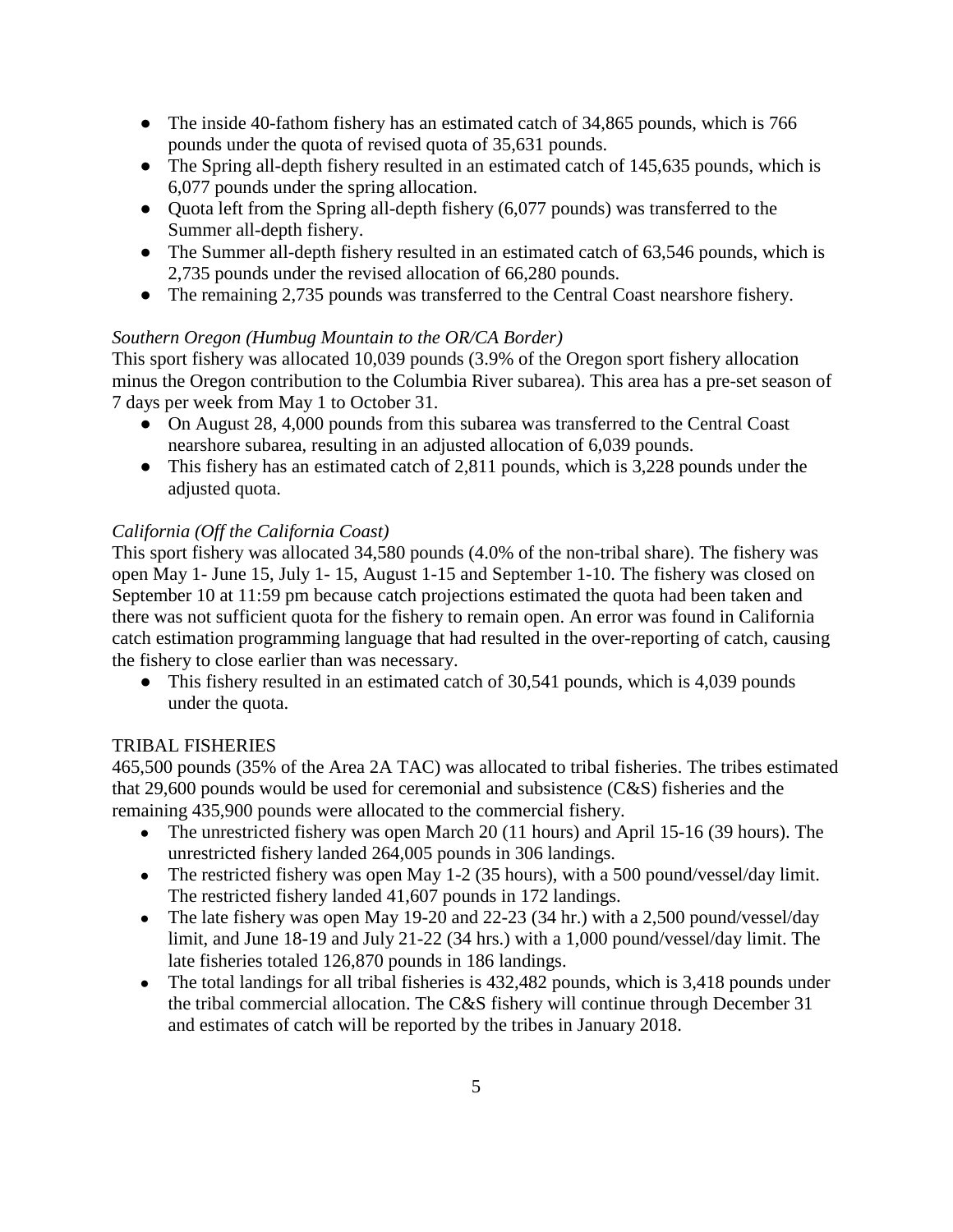- The inside 40-fathom fishery has an estimated catch of 34,865 pounds, which is 766 pounds under the quota of revised quota of 35,631 pounds.
- The Spring all-depth fishery resulted in an estimated catch of 145,635 pounds, which is 6,077 pounds under the spring allocation.
- Quota left from the Spring all-depth fishery (6,077 pounds) was transferred to the Summer all-depth fishery.
- The Summer all-depth fishery resulted in an estimated catch of 63,546 pounds, which is 2,735 pounds under the revised allocation of 66,280 pounds.
- The remaining 2,735 pounds was transferred to the Central Coast nearshore fishery.

*Southern Oregon (Humbug Mountain to the OR/CA Border)*
This sport fishery was allocated 10,039 pounds (3.9% of the Oregon sport fishery allocation minus the Oregon contribution to the Columbia River subarea). This area has a pre-set season of 7 days per week from May 1 to October 31.

- On August 28, 4,000 pounds from this subarea was transferred to the Central Coast nearshore subarea, resulting in an adjusted allocation of 6,039 pounds.
- This fishery has an estimated catch of 2,811 pounds, which is 3,228 pounds under the adjusted quota.

*California (Off the California Coast)*
This sport fishery was allocated 34,580 pounds (4.0% of the non-tribal share). The fishery was open May 1- June 15, July 1- 15, August 1-15 and September 1-10. The fishery was closed on September 10 at 11:59 pm because catch projections estimated the quota had been taken and there was not sufficient quota for the fishery to remain open. An error was found in California catch estimation programming language that had resulted in the over-reporting of catch, causing the fishery to close earlier than was necessary.

- This fishery resulted in an estimated catch of 30,541 pounds, which is 4,039 pounds under the quota.

TRIBAL FISHERIES
465,500 pounds (35% of the Area 2A TAC) was allocated to tribal fisheries. The tribes estimated that 29,600 pounds would be used for ceremonial and subsistence (C&S) fisheries and the remaining 435,900 pounds were allocated to the commercial fishery.

- The unrestricted fishery was open March 20 (11 hours) and April 15-16 (39 hours). The unrestricted fishery landed 264,005 pounds in 306 landings.
- The restricted fishery was open May 1-2 (35 hours), with a 500 pound/vessel/day limit. The restricted fishery landed 41,607 pounds in 172 landings.
- The late fishery was open May 19-20 and 22-23 (34 hr.) with a 2,500 pound/vessel/day limit, and June 18-19 and July 21-22 (34 hrs.) with a 1,000 pound/vessel/day limit. The late fisheries totaled 126,870 pounds in 186 landings.
- The total landings for all tribal fisheries is 432,482 pounds, which is 3,418 pounds under the tribal commercial allocation. The C&S fishery will continue through December 31 and estimates of catch will be reported by the tribes in January 2018.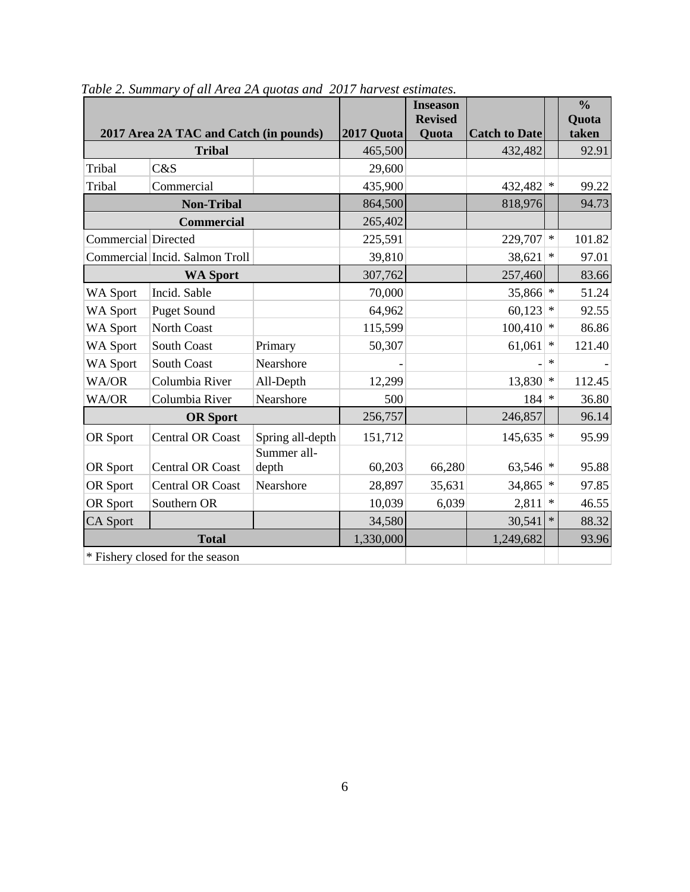*Table 2. Summary of all Area 2A quotas and 2017 harvest estimates.*

| 2017 Area 2A TAC and Catch (in pounds) | | | 2017 Quota | Inseason Revised Quota | Catch to Date | | % Quota taken |
|---|---|---|---|---|---|---|---|
| **Tribal** | | | 465,500 | | 432,482 | | 92.91 |
| Tribal | C&S | | 29,600 | | | | |
| Tribal | Commercial | | 435,900 | | 432,482 | * | 99.22 |
| **Non-Tribal** | | | 864,500 | | 818,976 | | 94.73 |
| **Commercial** | | | 265,402 | | | | |
| Commercial | Directed | | 225,591 | | 229,707 | * | 101.82 |
| Commercial | Incid. Salmon Troll | | 39,810 | | 38,621 | * | 97.01 |
| **WA Sport** | | | 307,762 | | 257,460 | | 83.66 |
| WA Sport | Incid. Sable | | 70,000 | | 35,866 | * | 51.24 |
| WA Sport | Puget Sound | | 64,962 | | 60,123 | * | 92.55 |
| WA Sport | North Coast | | 115,599 | | 100,410 | * | 86.86 |
| WA Sport | South Coast | Primary | 50,307 | | 61,061 | * | 121.40 |
| WA Sport | South Coast | Nearshore | - | | - | * | - |
| WA/OR | Columbia River | All-Depth | 12,299 | | 13,830 | * | 112.45 |
| WA/OR | Columbia River | Nearshore | 500 | | 184 | * | 36.80 |
| **OR Sport** | | | 256,757 | | 246,857 | | 96.14 |
| OR Sport | Central OR Coast | Spring all-depth | 151,712 | | 145,635 | * | 95.99 |
| OR Sport | Central OR Coast | Summer all-depth | 60,203 | 66,280 | 63,546 | * | 95.88 |
| OR Sport | Central OR Coast | Nearshore | 28,897 | 35,631 | 34,865 | * | 97.85 |
| OR Sport | Southern OR | | 10,039 | 6,039 | 2,811 | * | 46.55 |
| CA Sport | | | 34,580 | | 30,541 | * | 88.32 |
| **Total** | | | 1,330,000 | | 1,249,682 | | 93.96 |

* Fishery closed for the season